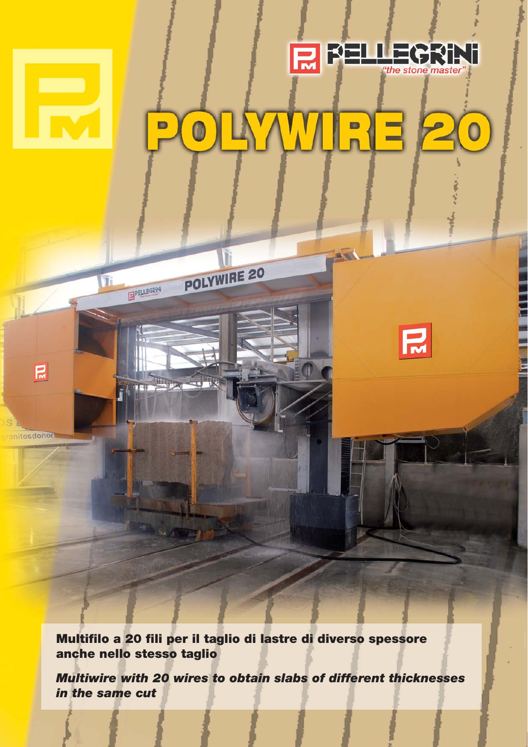PELLEGRINI
*"the stone master"*

# POLYWIRE 20

**Multifilo a 20 fili per il taglio di lastre di diverso spessore anche nello stesso taglio**

***Multiwire with 20 wires to obtain slabs of different thicknesses in the same cut***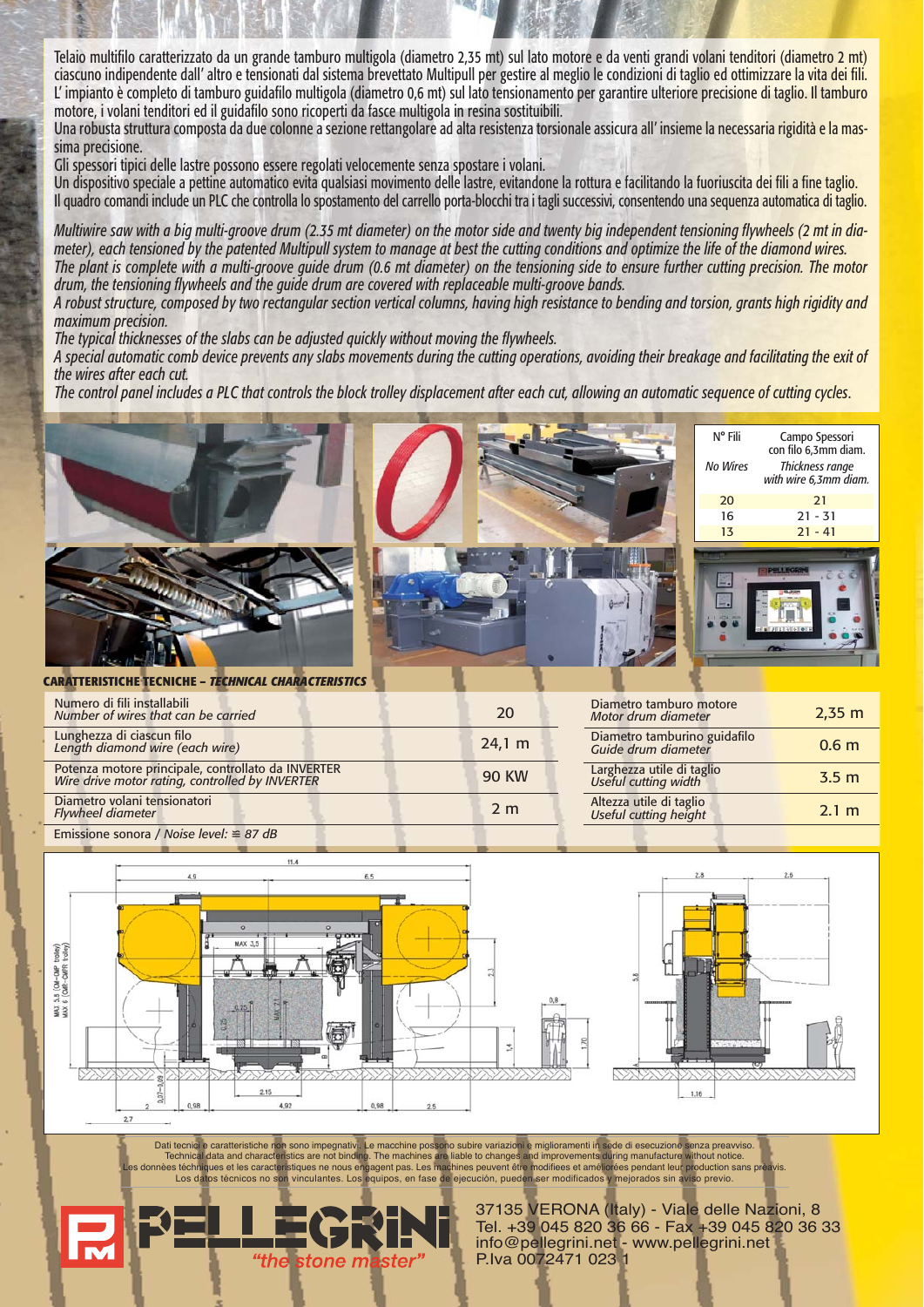Telaio multifilo caratterizzato da un grande tamburo multigola (diametro 2,35 mt) sul lato motore e da venti grandi volani tenditori (diametro 2 mt) ciascuno indipendente dall' altro e tensionati dal sistema brevettato Multipull per gestire al meglio le condizioni di taglio ed ottimizzare la vita dei fili. L' impianto è completo di tamburo guidafilo multigola (diametro 0,6 mt) sul lato tensionamento per garantire ulteriore precisione di taglio. Il tamburo motore, i volani tenditori ed il guidafilo sono ricoperti da fasce multigola in resina sostituibili.
Una robusta struttura composta da due colonne a sezione rettangolare ad alta resistenza torsionale assicura all' insieme la necessaria rigidità e la massima precisione.
Gli spessori tipici delle lastre possono essere regolati velocemente senza spostare i volani.
Un dispositivo speciale a pettine automatico evita qualsiasi movimento delle lastre, evitandone la rottura e facilitando la fuoriuscita dei fili a fine taglio.
Il quadro comandi include un PLC che controlla lo spostamento del carrello porta-blocchi tra i tagli successivi, consentendo una sequenza automatica di taglio.

*Multiwire saw with a big multi-groove drum (2.35 mt diameter) on the motor side and twenty big independent tensioning flywheels (2 mt in diameter), each tensioned by the patented Multipull system to manage at best the cutting conditions and optimize the life of the diamond wires.*
*The plant is complete with a multi-groove guide drum (0.6 mt diameter) on the tensioning side to ensure further cutting precision. The motor drum, the tensioning flywheels and the guide drum are covered with replaceable multi-groove bands.*
*A robust structure, composed by two rectangular section vertical columns, having high resistance to bending and torsion, grants high rigidity and maximum precision.*
*The typical thicknesses of the slabs can be adjusted quickly without moving the flywheels.*
*A special automatic comb device prevents any slabs movements during the cutting operations, avoiding their breakage and facilitating the exit of the wires after each cut.*
*The control panel includes a PLC that controls the block trolley displacement after each cut, allowing an automatic sequence of cutting cycles.*

| N° Fili / *No Wires* | Campo Spessori con filo 6,3mm diam. / *Thickness range with wire 6,3mm diam.* |
|---|---|
| 20 | 21 |
| 16 | 21 - 31 |
| 13 | 21 - 41 |

## CARATTERISTICHE TECNICHE – *TECHNICAL CHARACTERISTICS*

| | | | |
|---|---|---|---|
| Numero di fili installabili / *Number of wires that can be carried* | 20 | Diametro tamburo motore / *Motor drum diameter* | 2,35 m |
| Lunghezza di ciascun filo / *Length diamond wire (each wire)* | 24,1 m | Diametro tamburino guidafilo / *Guide drum diameter* | 0.6 m |
| Potenza motore principale, controllato da INVERTER / *Wire drive motor rating, controlled by INVERTER* | 90 KW | Larghezza utile di taglio / *Useful cutting width* | 3.5 m |
| Diametro volani tensionatori / *Flywheel diameter* | 2 m | Altezza utile di taglio / *Useful cutting height* | 2.1 m |

Emissione sonora / *Noise level:* ≅ 87 dB

11.4
4.9
6.5
MAX 3,5
MAX 2,1
MAX 3,8 (CMF-CMP trolley)
MAX 6 (CMR-CMPR trolley)
0,25
2,3
0,8
1,4
1,70
0,07÷0,09
2.15
2
0,98
4,92
0,98
2,5
2,7
2,8
2,9
3,8
1,16

Dati tecnici e caratteristiche non sono impegnativi. Le macchine possono subire variazioni e miglioramenti in sede di esecuzione senza preavviso.
Technical data and characteristics are not binding. The machines are liable to changes and improvements during manufacture without notice.
Les données téchniques et les caractéristiques ne nous engagent pas. Les machines peuvent être modifiées et améliorées pendant leur production sans préavis.
Los datos técnicos no son vinculantes. Los equipos, en fase de ejecución, pueden ser modificados y mejorados sin aviso previo.

PELLEGRINI
*"the stone master"*

37135 VERONA (Italy) - Viale delle Nazioni, 8
Tel. +39 045 820 36 66 - Fax +39 045 820 36 33
info@pellegrini.net - www.pellegrini.net
P.Iva 0072471 023 1